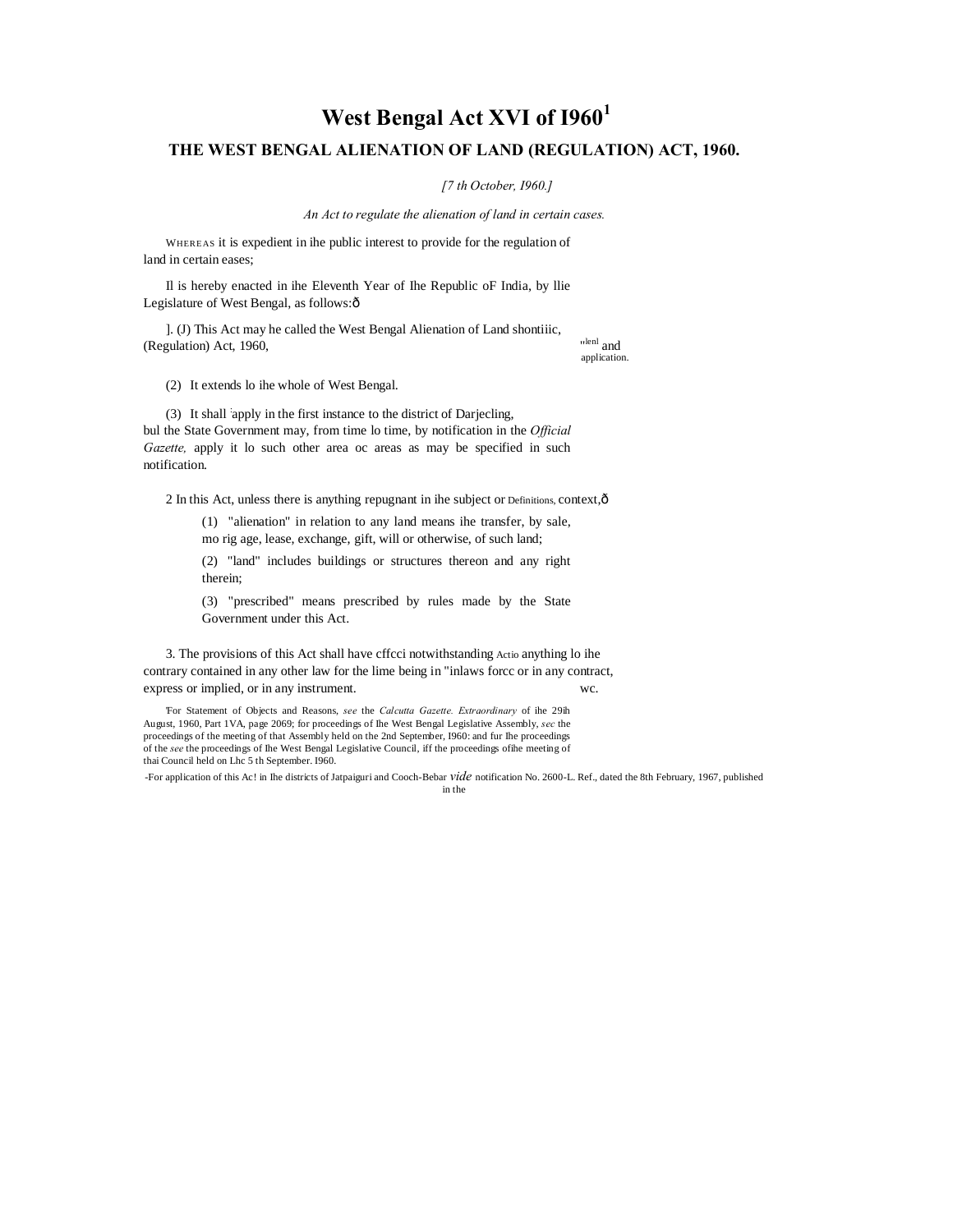# West Bengal Act XVI of I960[1]

## THE WEST BENGAL ALIENATION OF LAND (REGULATION) ACT, 1960.

*[7 th October, I960.]*

*An Act to regulate the alienation of land in certain cases.*

WHEREAS it is expedient in ihe public interest to provide for the regulation of land in certain eases;

Il is hereby enacted in ihe Eleventh Year of Ihe Republic oF India, by llie Legislature of West Bengal, as follows:ô

]. (J) This Act may he called the West Bengal Alienation of Land (Regulation) Act, 1960,

shontiiic, "lenl and application.

(2) It extends lo ihe whole of West Bengal.

(3) It shall apply in the first instance to the district of Darjecling, bul the State Government may, from time lo time, by notification in the *Official Gazette,* apply it lo such other area oc areas as may be specified in such notification.

2 In this Act, unless there is anything repugnant in ihe subject or context,ô

Definitions,

(1) "alienation" in relation to any land means ihe transfer, by sale, mo rig age, lease, exchange, gift, will or otherwise, of such land;

(2) "land" includes buildings or structures thereon and any right therein;

(3) "prescribed" means prescribed by rules made by the State Government under this Act.

3. The provisions of this Act shall have cffcci notwithstanding anything lo ihe contrary contained in any other law for the lime being in "inlaws forcc or in any contract, express or implied, or in any instrument.

Actio wc.

'For Statement of Objects and Reasons, *see* the *Calcutta Gazette. Extraordinary* of ihe 29ih August, 1960, Part 1VA, page 2069; for proceedings of Ihe West Bengal Legislative Assembly, *sec* the proceedings of the meeting of that Assembly held on the 2nd September, I960: and fur Ihe proceedings of the *see* the proceedings of Ihe West Bengal Legislative Council, iff the proceedings ofihe meeting of thai Council held on Lhc 5 th September. I960.

-For application of this Ac! in Ihe districts of Jatpaiguri and Cooch-Bebar *vide* notification No. 2600-L. Ref., dated the 8th February, 1967, published in the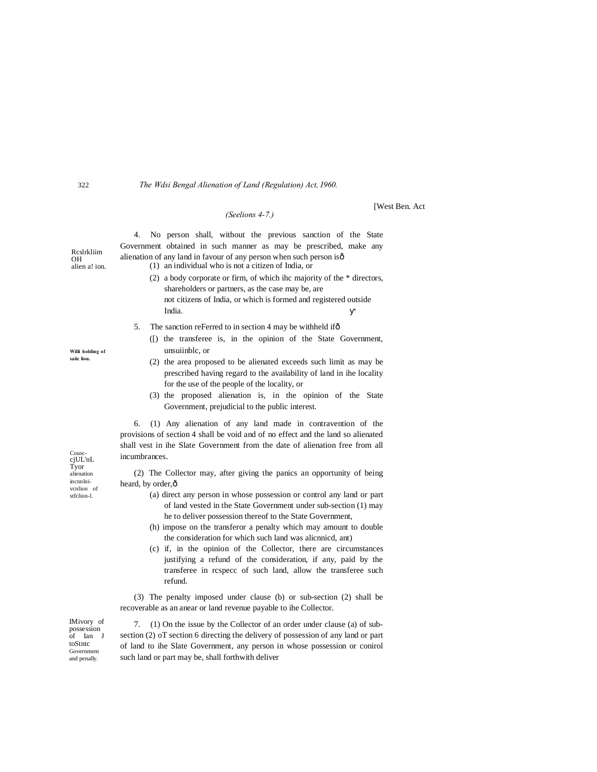[West Ben. Act

*(Seelions 4-7.)*

Rcslrkliim OH alien a! ion.

4. No person shall, without the previous sanction of the State Government obtained in such manner as may be prescribed, make any alienation of any land in favour of any person when such person isð

(1) an individual who is not a citizen of India, or

(2) a body corporate or firm, of which ihc majority of the * directors, shareholders or partners, as the case may be, are not citizens of India, or which is formed and registered outside India.

Willi holding of saiic lion.

5. The sanction reFerred to in section 4 may be withheld ifð

([) the transferee is, in the opinion of the State Government, unsuiinblc, or

(2) the area proposed to be alienated exceeds such limit as may be prescribed having regard to the availability of land in ihe locality for the use of the people of the locality, or

(3) the proposed alienation is, in the opinion of the State Government, prejudicial to the public interest.

Cousc-cjUL'nL Tyor alienation incnnlni-vcnlion of stfclion-l.

6. (1) Any alienation of any land made in contravention of the provisions of section 4 shall be void and of no effect and the land so alienated shall vest in ihe Slate Government from the date of alienation free from all incumbrances.

(2) The Collector may, after giving the panics an opportunity of being heard, by order,ð

(a) direct any person in whose possession or control any land or part of land vested in the State Government under sub-section (1) may he to deliver possession thereof to the State Government,

(h) impose on the transferor a penalty which may amount to double the consideration for which such land was alicnnicd, ant)

(c) if, in the opinion of the Collector, there are circumstances justifying a refund of the consideration, if any, paid by the transferee in rcspecc of such land, allow the transferee such refund.

(3) The penalty imposed under clause (b) or sub-section (2) shall be recoverable as an anear or land revenue payable to ihe Collector.

IMivory of possession of Ian J toStntc Government and penally.

7. (1) On the issue by the Collector of an order under clause (a) of sub-section (2) oT section 6 directing the delivery of possession of any land or part of land to ihe Slate Government, any person in whose possession or conirol such land or part may be, shall forthwith deliver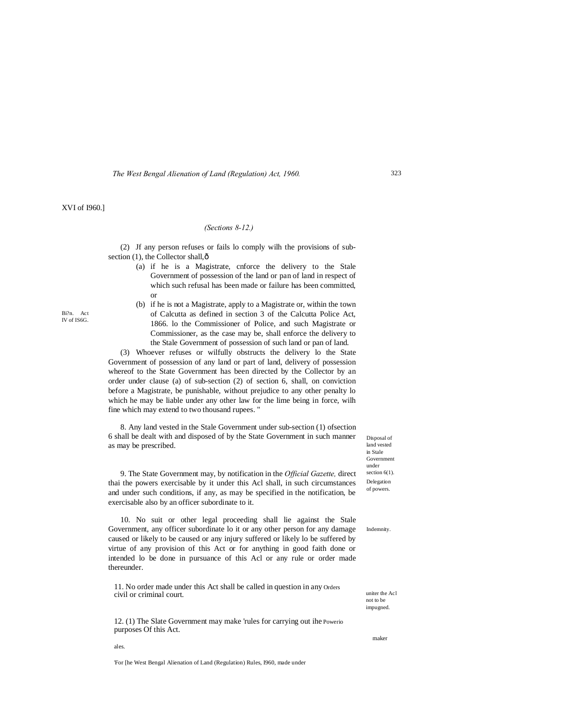XVI of I960.]

*(Sections 8-12.)*

(2) Jf any person refuses or fails lo comply wilh the provisions of sub-section (1), the Collector shall,ð

(a) if he is a Magistrate, cnforce the delivery to the Stale Government of possession of the land or pan of land in respect of which such refusal has been made or failure has been committed, or

(b) if he is not a Magistrate, apply to a Magistrate or, within the town of Calcutta as defined in section 3 of the Calcutta Police Act, 1866. lo the Commissioner of Police, and such Magistrate or Commissioner, as the case may be, shall enforce the delivery to the Stale Government of possession of such land or pan of land.

Bi?n. Act IV of IS6G.

(3) Whoever refuses or wilfully obstructs the delivery lo the State Government of possession of any land or part of land, delivery of possession whereof to the State Government has been directed by the Collector by an order under clause (a) of sub-section (2) of section 6, shall, on conviction before a Magistrate, be punishable, without prejudice to any other penalty lo which he may be liable under any other law for the lime being in force, wilh fine which may extend to two thousand rupees. "

Disposal of land vested in Stale Government under section 6(1).

8. Any land vested in the Stale Government under sub-section (1) ofsection 6 shall be dealt with and disposed of by the State Government in such manner as may be prescribed.

Delegation of powers.

9. The State Government may, by notification in the *Official Gazette,* direct thai the powers exercisable by it under this Acl shall, in such circumstances and under such conditions, if any, as may be specified in the notification, be exercisable also by an officer subordinate to it.

Indemnity.

10. No suit or other legal proceeding shall lie against the Stale Government, any officer subordinate lo it or any other person for any damage caused or likely to be caused or any injury suffered or likely lo be suffered by virtue of any provision of this Act or for anything in good faith done or intended lo be done in pursuance of this Acl or any rule or order made thereunder.

Orders uniter the Acl not to be impugned.

11. No order made under this Act shall be called in question in any civil or criminal court.

Powerio maker ales.

12. (1) The Slate Government may make 'rules for carrying out ihe purposes Of this Act.

'For [he West Bengal Alienation of Land (Regulation) Rules, I960, made under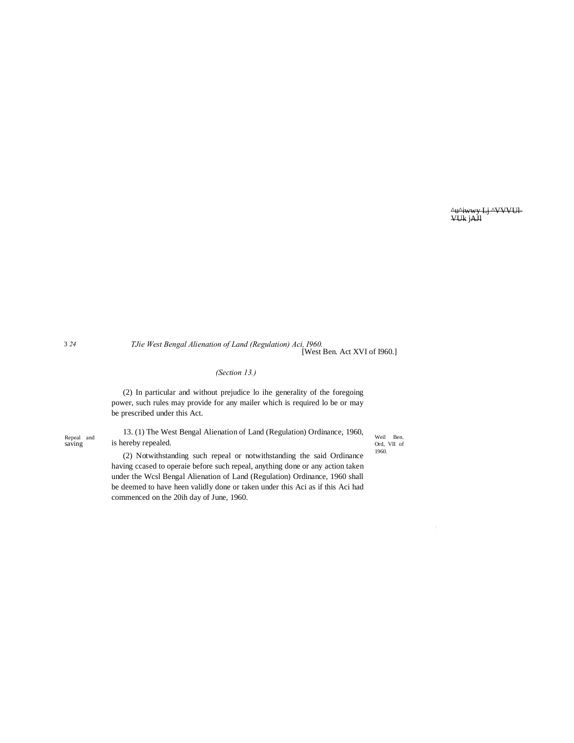*(Section 13.)*

(2) In particular and without prejudice lo ihe generality of the foregoing power, such rules may provide for any mailer which is required lo be or may be prescribed under this Act.

Repeal and saving

13. (1) The West Bengal Alienation of Land (Regulation) Ordinance, 1960, is hereby repealed.

Weil Ben. Ord, VII of 1960.

(2) Notwithstanding such repeal or notwithstanding the said Ordinance having ccased to operaie before such repeal, anything done or any action taken under the Wcsl Bengal Alienation of Land (Regulation) Ordinance, 1960 shall be deemed to have heen validly done or taken under this Aci as if this Aci had commenced on the 20ih day of June, 1960.